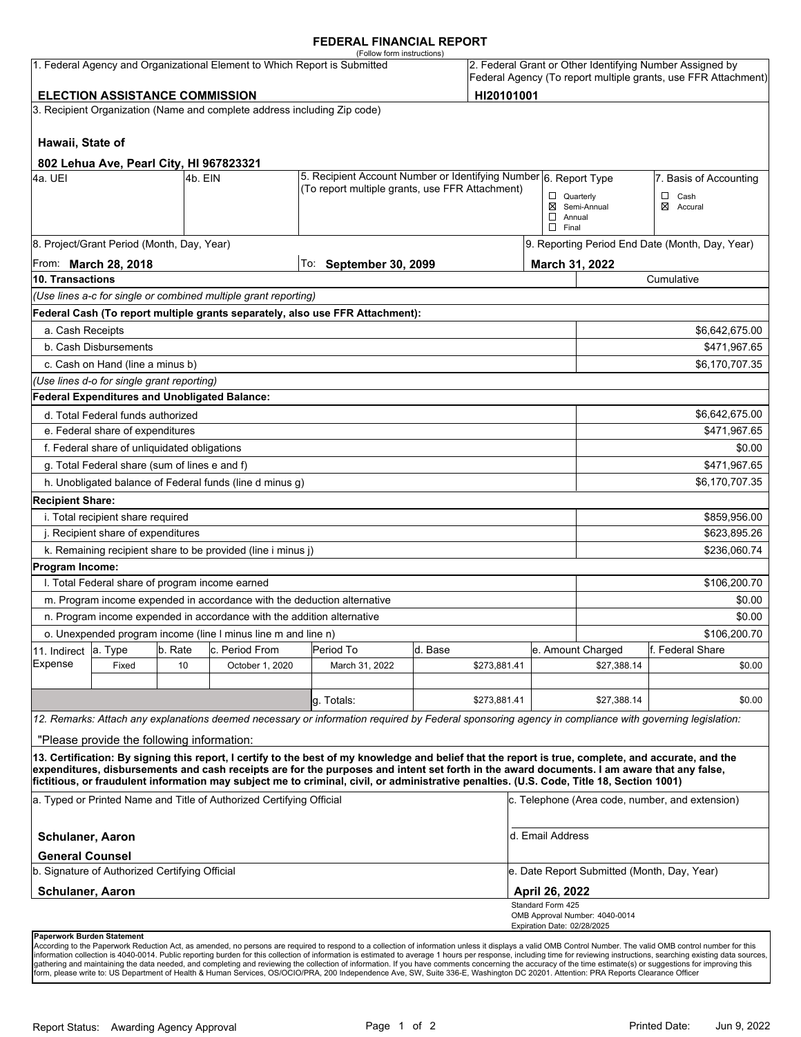# FEDERAL FINANCIAL REPORT

(Follow form instructions)

| 1. Federal Agency and Organizational Element to Which Report is Submitted | 2. Federal Grant or Other Identifying Number Assigned by Federal Agency (To report multiple grants, use FFR Attachment) |
|---|---|
| **ELECTION ASSISTANCE COMMISSION** | **HI20101001** |

3. Recipient Organization (Name and complete address including Zip code)

**Hawaii, State of**

**802 Lehua Ave, Pearl City, HI 967823321**

| 4a. UEI | 4b. EIN | 5. Recipient Account Number or Identifying Number (To report multiple grants, use FFR Attachment) | 6. Report Type | 7. Basis of Accounting |
|---|---|---|---|---|
| | | | ☐ Quarterly<br>☒ Semi-Annual<br>☐ Annual<br>☐ Final | ☐ Cash<br>☒ Accural |

| 8. Project/Grant Period (Month, Day, Year) | | 9. Reporting Period End Date (Month, Day, Year) |
|---|---|---|
| From: **March 28, 2018** | To: **September 30, 2099** | **March 31, 2022** |

| 10. Transactions | Cumulative |
|---|---|
| *(Use lines a-c for single or combined multiple grant reporting)* | |
| **Federal Cash (To report multiple grants separately, also use FFR Attachment):** | |
| a. Cash Receipts | $6,642,675.00 |
| b. Cash Disbursements | $471,967.65 |
| c. Cash on Hand (line a minus b) | $6,170,707.35 |
| *(Use lines d-o for single grant reporting)* | |
| **Federal Expenditures and Unobligated Balance:** | |
| d. Total Federal funds authorized | $6,642,675.00 |
| e. Federal share of expenditures | $471,967.65 |
| f. Federal share of unliquidated obligations | $0.00 |
| g. Total Federal share (sum of lines e and f) | $471,967.65 |
| h. Unobligated balance of Federal funds (line d minus g) | $6,170,707.35 |
| **Recipient Share:** | |
| i. Total recipient share required | $859,956.00 |
| j. Recipient share of expenditures | $623,895.26 |
| k. Remaining recipient share to be provided (line i minus j) | $236,060.74 |
| **Program Income:** | |
| l. Total Federal share of program income earned | $106,200.70 |
| m. Program income expended in accordance with the deduction alternative | $0.00 |
| n. Program income expended in accordance with the addition alternative | $0.00 |
| o. Unexpended program income (line l minus line m and line n) | $106,200.70 |

| 11. Indirect Expense | a. Type | b. Rate | c. Period From | Period To | d. Base | e. Amount Charged | f. Federal Share |
|---|---|---|---|---|---|---|---|
| | Fixed | 10 | October 1, 2020 | March 31, 2022 | $273,881.41 | $27,388.14 | $0.00 |
| | | | | | | | |
| | | | | g. Totals: | $273,881.41 | $27,388.14 | $0.00 |

*12. Remarks: Attach any explanations deemed necessary or information required by Federal sponsoring agency in compliance with governing legislation:*

"Please provide the following information:

**13. Certification: By signing this report, I certify to the best of my knowledge and belief that the report is true, complete, and accurate, and the expenditures, disbursements and cash receipts are for the purposes and intent set forth in the award documents. I am aware that any false, fictitious, or fraudulent information may subject me to criminal, civil, or administrative penalties. (U.S. Code, Title 18, Section 1001)**

| a. Typed or Printed Name and Title of Authorized Certifying Official | c. Telephone (Area code, number, and extension) |
|---|---|
| **Schulaner, Aaron**<br>**General Counsel** | d. Email Address |
| b. Signature of Authorized Certifying Official | e. Date Report Submitted (Month, Day, Year) |
| **Schulaner, Aaron** | **April 26, 2022** |

Standard Form 425
OMB Approval Number: 4040-0014
Expiration Date: 02/28/2025

**Paperwork Burden Statement**
According to the Paperwork Reduction Act, as amended, no persons are required to respond to a collection of information unless it displays a valid OMB Control Number. The valid OMB control number for this information collection is 4040-0014. Public reporting burden for this collection of information is estimated to average 1 hours per response, including time for reviewing instructions, searching existing data sources, gathering and maintaining the data needed, and completing and reviewing the collection of information. If you have comments concerning the accuracy of the time estimate(s) or suggestions for improving this form, please write to: US Department of Health & Human Services, OS/OCIO/PRA, 200 Independence Ave, SW, Suite 336-E, Washington DC 20201. Attention: PRA Reports Clearance Officer

Report Status: Awarding Agency Approval    Printed Date: Jun 9, 2022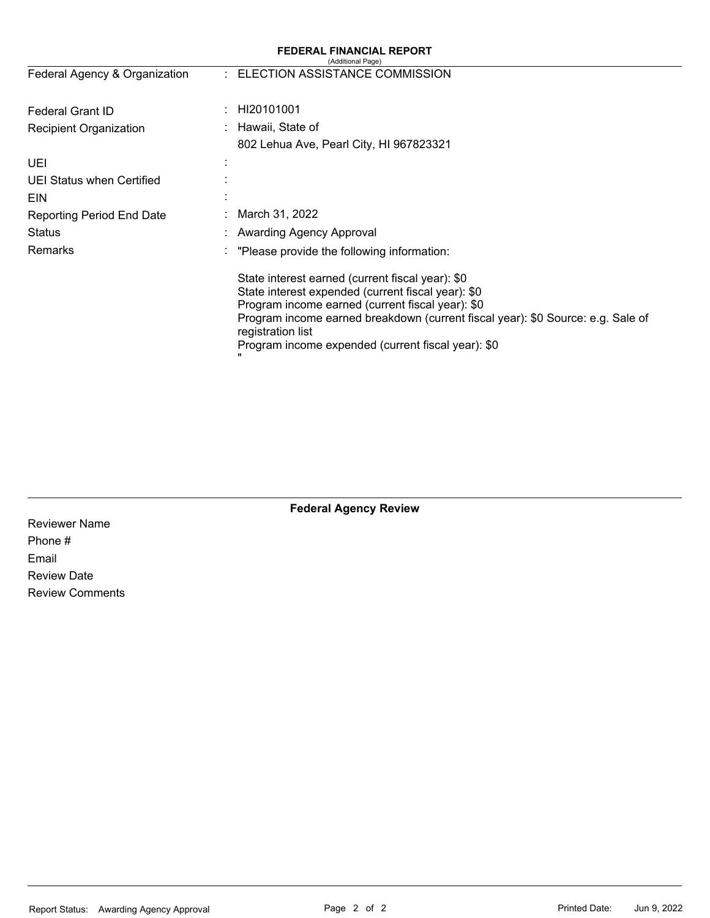# FEDERAL FINANCIAL REPORT

(Additional Page)

| | | |
|---|---|---|
| Federal Agency & Organization | : | ELECTION ASSISTANCE COMMISSION |
| Federal Grant ID | : | HI20101001 |
| Recipient Organization | : | Hawaii, State of<br>802 Lehua Ave, Pearl City, HI 967823321 |
| UEI | : | |
| UEI Status when Certified | : | |
| EIN | : | |
| Reporting Period End Date | : | March 31, 2022 |
| Status | : | Awarding Agency Approval |
| Remarks | : | "Please provide the following information:<br><br>State interest earned (current fiscal year): $0<br>State interest expended (current fiscal year): $0<br>Program income earned (current fiscal year): $0<br>Program income earned breakdown (current fiscal year): $0 Source: e.g. Sale of registration list<br>Program income expended (current fiscal year): $0<br>" |

## Federal Agency Review

Reviewer Name

Phone #

Email

Review Date

Review Comments

Report Status: Awarding Agency Approval

Printed Date: Jun 9, 2022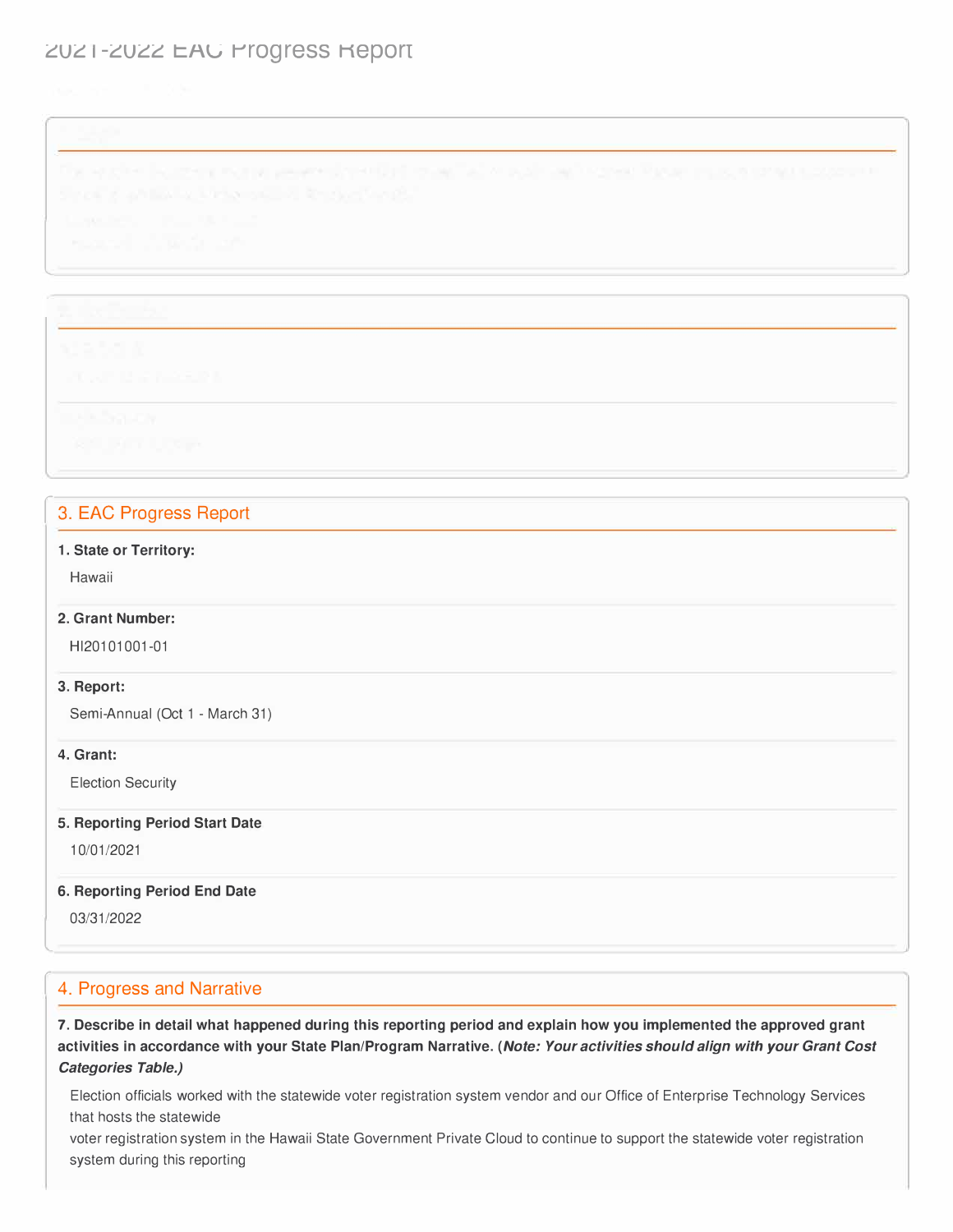# 2021-2022 EAC Progress Report

## 3. EAC Progress Report

**1. State or Territory:**

Hawaii

**2. Grant Number:**

HI20101001-01

**3. Report:**

Semi-Annual (Oct 1 - March 31)

**4. Grant:**

Election Security

**5. Reporting Period Start Date**

10/01/2021

**6. Reporting Period End Date**

03/31/2022

## 4. Progress and Narrative

**7. Describe in detail what happened during this reporting period and explain how you implemented the approved grant activities in accordance with your State Plan/Program Narrative. (*Note: Your activities should align with your Grant Cost Categories Table.)***

Election officials worked with the statewide voter registration system vendor and our Office of Enterprise Technology Services that hosts the statewide
voter registration system in the Hawaii State Government Private Cloud to continue to support the statewide voter registration system during this reporting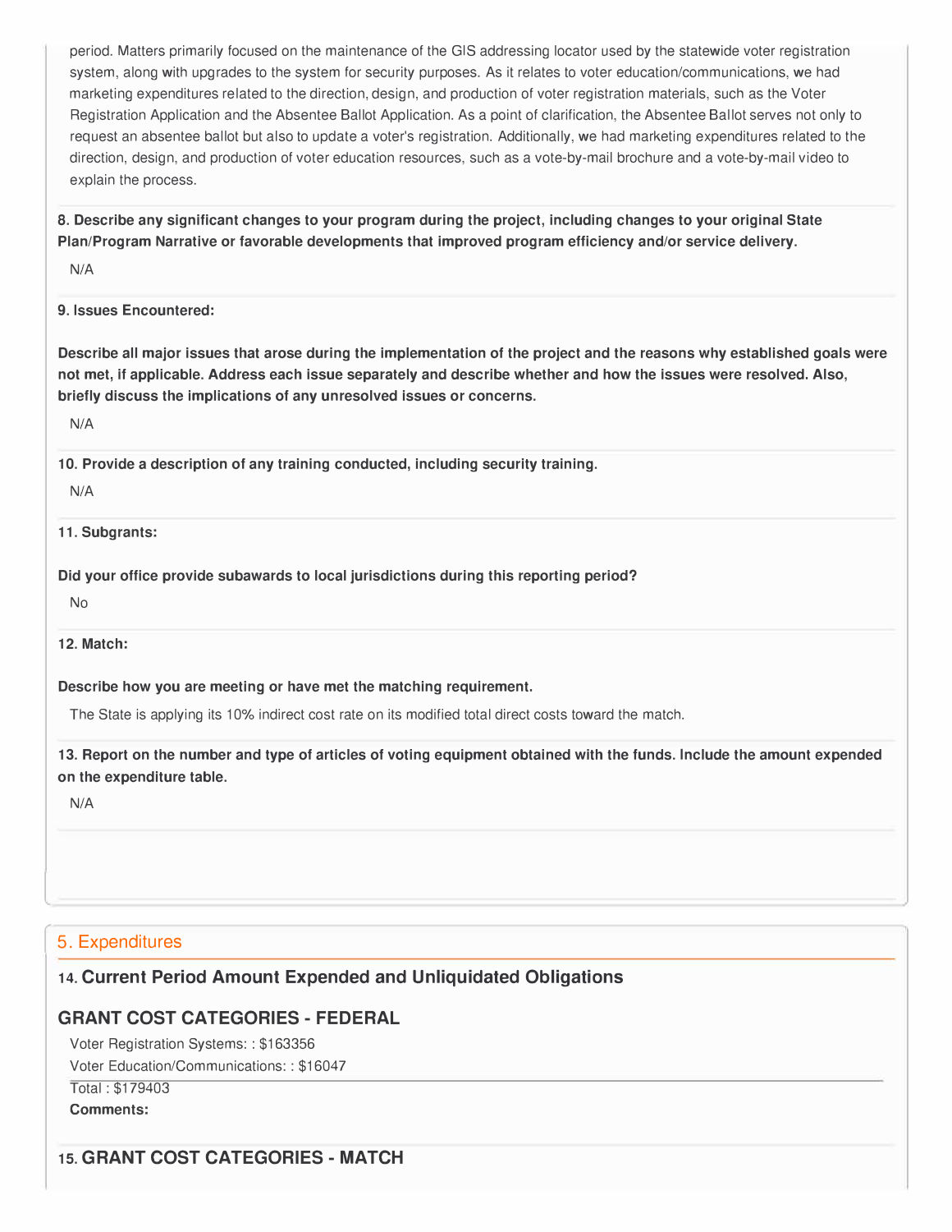period. Matters primarily focused on the maintenance of the GIS addressing locator used by the statewide voter registration system, along with upgrades to the system for security purposes. As it relates to voter education/communications, we had marketing expenditures related to the direction, design, and production of voter registration materials, such as the Voter Registration Application and the Absentee Ballot Application. As a point of clarification, the Absentee Ballot serves not only to request an absentee ballot but also to update a voter's registration. Additionally, we had marketing expenditures related to the direction, design, and production of voter education resources, such as a vote-by-mail brochure and a vote-by-mail video to explain the process.

**8. Describe any significant changes to your program during the project, including changes to your original State Plan/Program Narrative or favorable developments that improved program efficiency and/or service delivery.**

N/A

**9. Issues Encountered:**

**Describe all major issues that arose during the implementation of the project and the reasons why established goals were not met, if applicable. Address each issue separately and describe whether and how the issues were resolved. Also, briefly discuss the implications of any unresolved issues or concerns.**

N/A

**10. Provide a description of any training conducted, including security training.**

N/A

**11. Subgrants:**

**Did your office provide subawards to local jurisdictions during this reporting period?**

No

**12. Match:**

**Describe how you are meeting or have met the matching requirement.**

The State is applying its 10% indirect cost rate on its modified total direct costs toward the match.

**13. Report on the number and type of articles of voting equipment obtained with the funds. Include the amount expended on the expenditure table.**

N/A

## 5. Expenditures

### 14. Current Period Amount Expended and Unliquidated Obligations

### GRANT COST CATEGORIES - FEDERAL

Voter Registration Systems: : $163356

Voter Education/Communications: : $16047

Total : $179403

**Comments:**

### 15. GRANT COST CATEGORIES - MATCH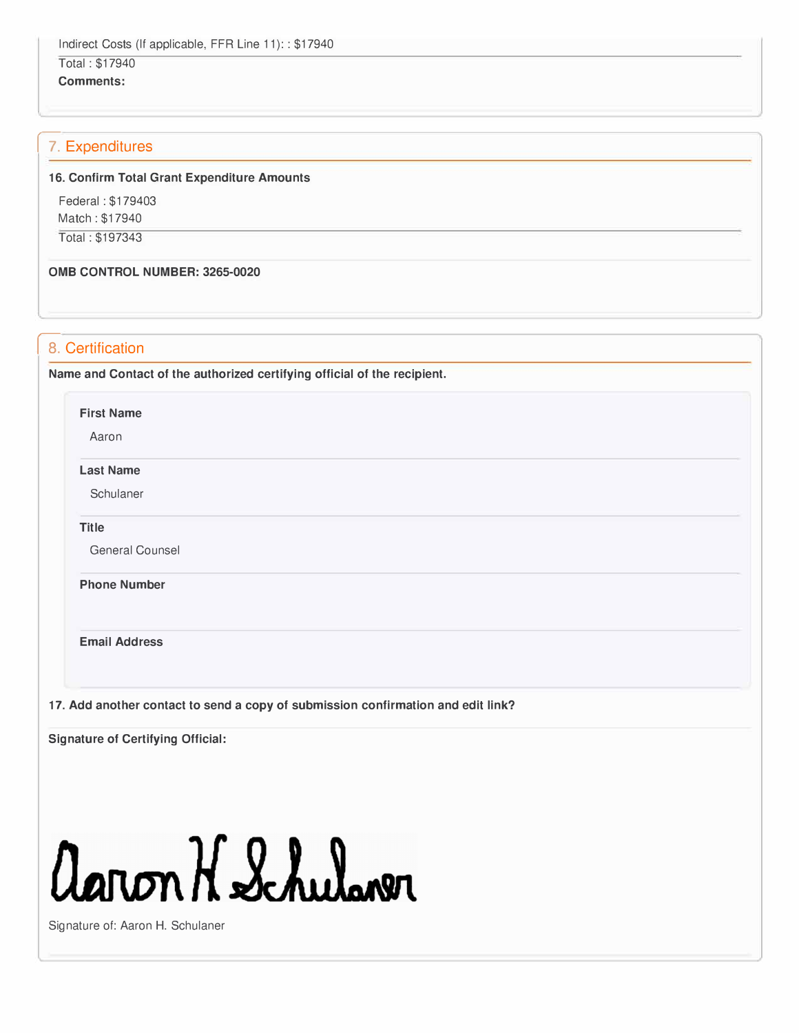Indirect Costs (If applicable, FFR Line 11): : $17940

Total : $17940

**Comments:**

## 7. Expenditures

**16. Confirm Total Grant Expenditure Amounts**

Federal : $179403

Match : $17940

Total : $197343

**OMB CONTROL NUMBER: 3265-0020**

## 8. Certification

**Name and Contact of the authorized certifying official of the recipient.**

**First Name**

Aaron

**Last Name**

Schulaner

**Title**

General Counsel

**Phone Number**

**Email Address**

**17. Add another contact to send a copy of submission confirmation and edit link?**

**Signature of Certifying Official:**

Aaron H. Schulaner

Signature of: Aaron H. Schulaner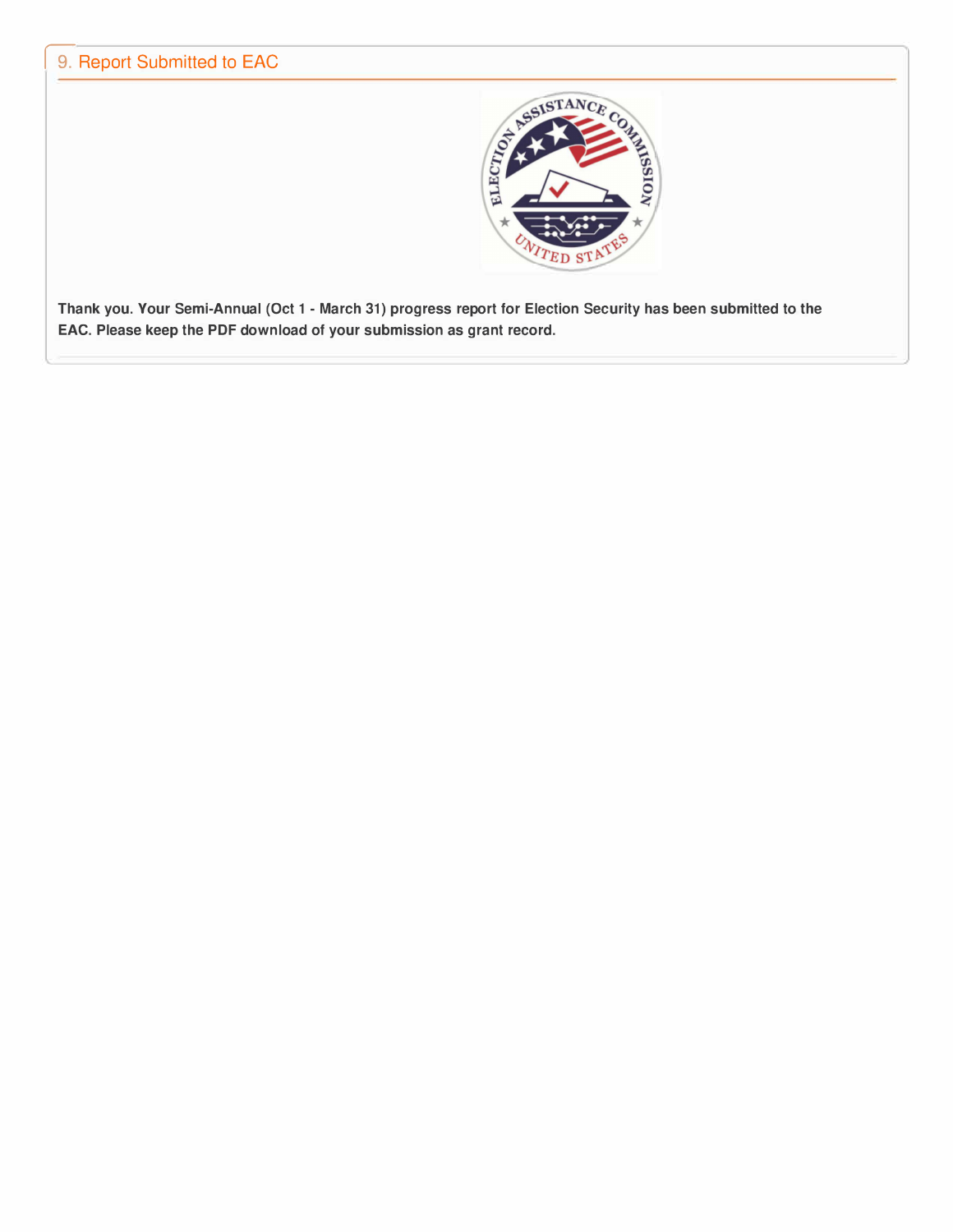## 9. Report Submitted to EAC

**Thank you. Your Semi-Annual (Oct 1 - March 31) progress report for Election Security has been submitted to the EAC. Please keep the PDF download of your submission as grant record.**